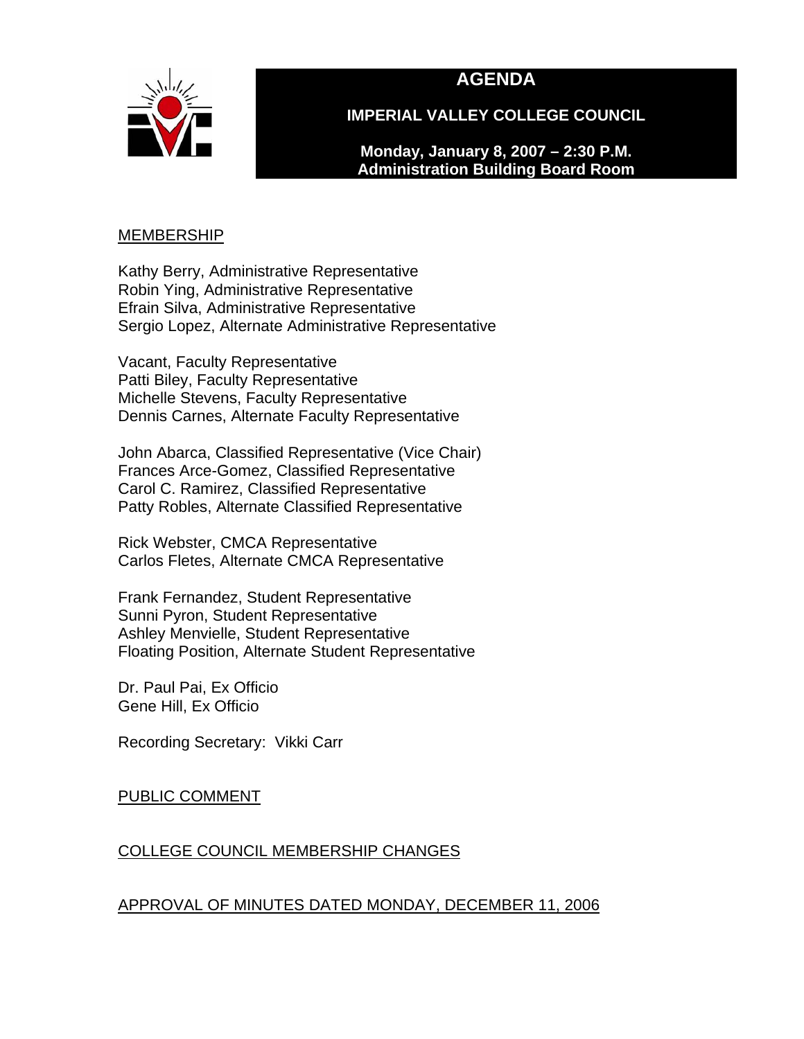# AGENDA

## IMPERIAL VALLEY COLLEGE COUNCIL

**Monday, January 8, 2007 – 2:30 P.M.**
**Administration Building Board Room**

MEMBERSHIP

Kathy Berry, Administrative Representative
Robin Ying, Administrative Representative
Efrain Silva, Administrative Representative
Sergio Lopez, Alternate Administrative Representative

Vacant, Faculty Representative
Patti Biley, Faculty Representative
Michelle Stevens, Faculty Representative
Dennis Carnes, Alternate Faculty Representative

John Abarca, Classified Representative (Vice Chair)
Frances Arce-Gomez, Classified Representative
Carol C. Ramirez, Classified Representative
Patty Robles, Alternate Classified Representative

Rick Webster, CMCA Representative
Carlos Fletes, Alternate CMCA Representative

Frank Fernandez, Student Representative
Sunni Pyron, Student Representative
Ashley Menvielle, Student Representative
Floating Position, Alternate Student Representative

Dr. Paul Pai, Ex Officio
Gene Hill, Ex Officio

Recording Secretary: Vikki Carr

PUBLIC COMMENT

COLLEGE COUNCIL MEMBERSHIP CHANGES

APPROVAL OF MINUTES DATED MONDAY, DECEMBER 11, 2006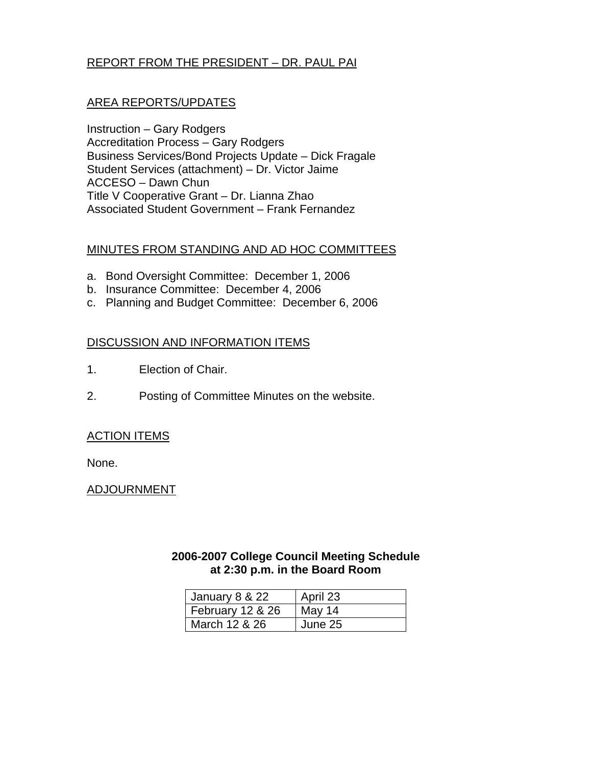## REPORT FROM THE PRESIDENT – DR. PAUL PAI

## AREA REPORTS/UPDATES

Instruction – Gary Rodgers
Accreditation Process – Gary Rodgers
Business Services/Bond Projects Update – Dick Fragale
Student Services (attachment) – Dr. Victor Jaime
ACCESO – Dawn Chun
Title V Cooperative Grant – Dr. Lianna Zhao
Associated Student Government – Frank Fernandez

## MINUTES FROM STANDING AND AD HOC COMMITTEES

a. Bond Oversight Committee: December 1, 2006
b. Insurance Committee: December 4, 2006
c. Planning and Budget Committee: December 6, 2006

## DISCUSSION AND INFORMATION ITEMS

1. Election of Chair.

2. Posting of Committee Minutes on the website.

## ACTION ITEMS

None.

## ADJOURNMENT

**2006-2007 College Council Meeting Schedule at 2:30 p.m. in the Board Room**

| | |
|---|---|
| January 8 & 22 | April 23 |
| February 12 & 26 | May 14 |
| March 12 & 26 | June 25 |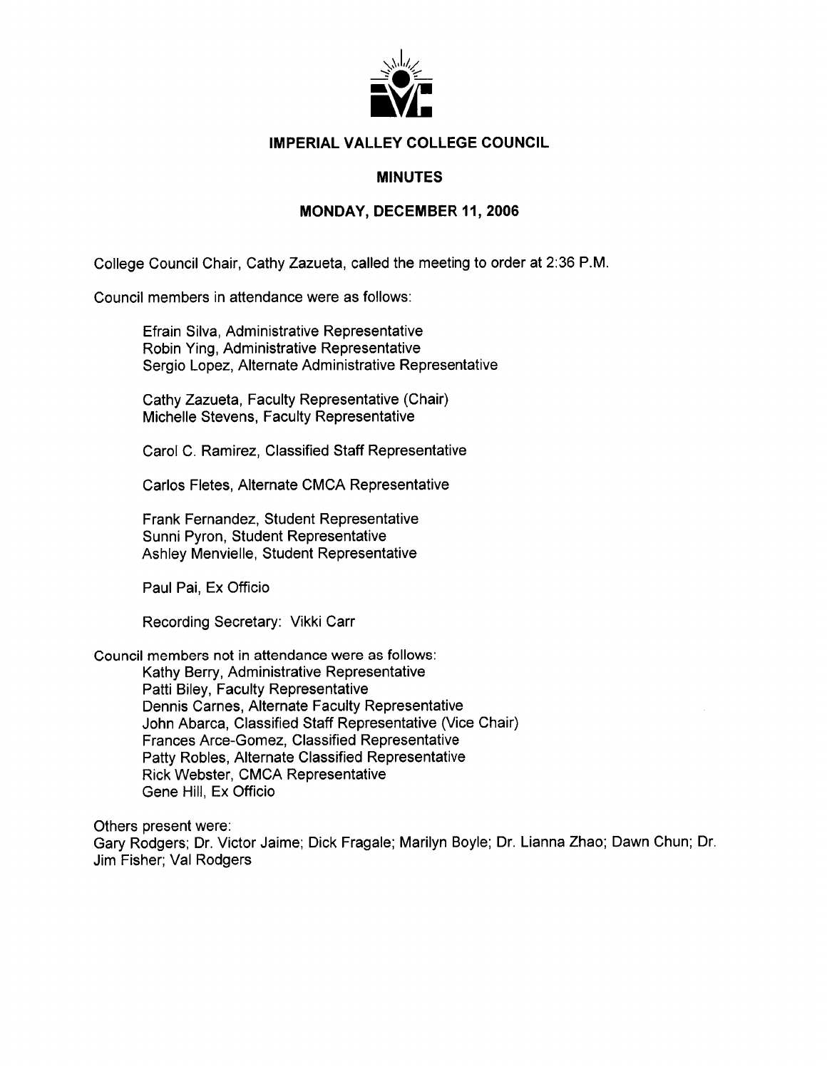# IMPERIAL VALLEY COLLEGE COUNCIL

## MINUTES

### MONDAY, DECEMBER 11, 2006

College Council Chair, Cathy Zazueta, called the meeting to order at 2:36 P.M.

Council members in attendance were as follows:

Efrain Silva, Administrative Representative
Robin Ying, Administrative Representative
Sergio Lopez, Alternate Administrative Representative

Cathy Zazueta, Faculty Representative (Chair)
Michelle Stevens, Faculty Representative

Carol C. Ramirez, Classified Staff Representative

Carlos Fletes, Alternate CMCA Representative

Frank Fernandez, Student Representative
Sunni Pyron, Student Representative
Ashley Menvielle, Student Representative

Paul Pai, Ex Officio

Recording Secretary: Vikki Carr

Council members not in attendance were as follows:

Kathy Berry, Administrative Representative
Patti Biley, Faculty Representative
Dennis Carnes, Alternate Faculty Representative
John Abarca, Classified Staff Representative (Vice Chair)
Frances Arce-Gomez, Classified Representative
Patty Robles, Alternate Classified Representative
Rick Webster, CMCA Representative
Gene Hill, Ex Officio

Others present were:
Gary Rodgers; Dr. Victor Jaime; Dick Fragale; Marilyn Boyle; Dr. Lianna Zhao; Dawn Chun; Dr. Jim Fisher; Val Rodgers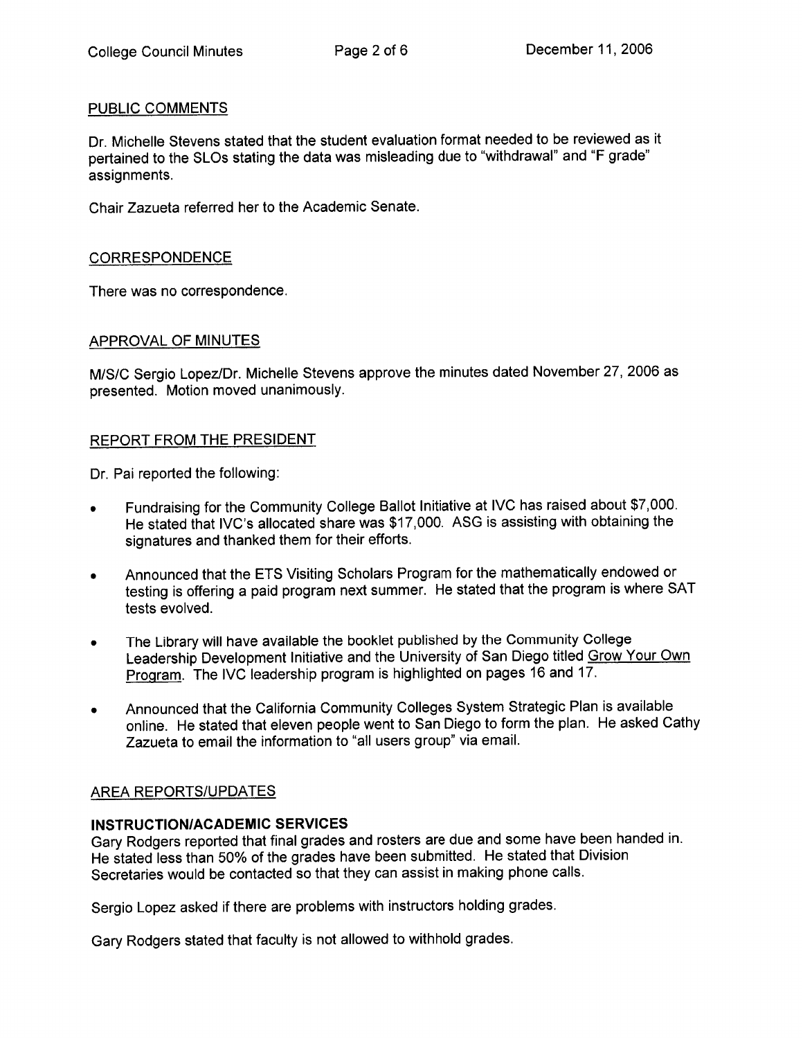## PUBLIC COMMENTS

Dr. Michelle Stevens stated that the student evaluation format needed to be reviewed as it pertained to the SLOs stating the data was misleading due to "withdrawal" and "F grade" assignments.

Chair Zazueta referred her to the Academic Senate.

## CORRESPONDENCE

There was no correspondence.

## APPROVAL OF MINUTES

M/S/C Sergio Lopez/Dr. Michelle Stevens approve the minutes dated November 27, 2006 as presented. Motion moved unanimously.

## REPORT FROM THE PRESIDENT

Dr. Pai reported the following:

- Fundraising for the Community College Ballot Initiative at IVC has raised about $7,000. He stated that IVC's allocated share was $17,000. ASG is assisting with obtaining the signatures and thanked them for their efforts.
- Announced that the ETS Visiting Scholars Program for the mathematically endowed or testing is offering a paid program next summer. He stated that the program is where SAT tests evolved.
- The Library will have available the booklet published by the Community College Leadership Development Initiative and the University of San Diego titled Grow Your Own Program. The IVC leadership program is highlighted on pages 16 and 17.
- Announced that the California Community Colleges System Strategic Plan is available online. He stated that eleven people went to San Diego to form the plan. He asked Cathy Zazueta to email the information to "all users group" via email.

## AREA REPORTS/UPDATES

### INSTRUCTION/ACADEMIC SERVICES

Gary Rodgers reported that final grades and rosters are due and some have been handed in. He stated less than 50% of the grades have been submitted. He stated that Division Secretaries would be contacted so that they can assist in making phone calls.

Sergio Lopez asked if there are problems with instructors holding grades.

Gary Rodgers stated that faculty is not allowed to withhold grades.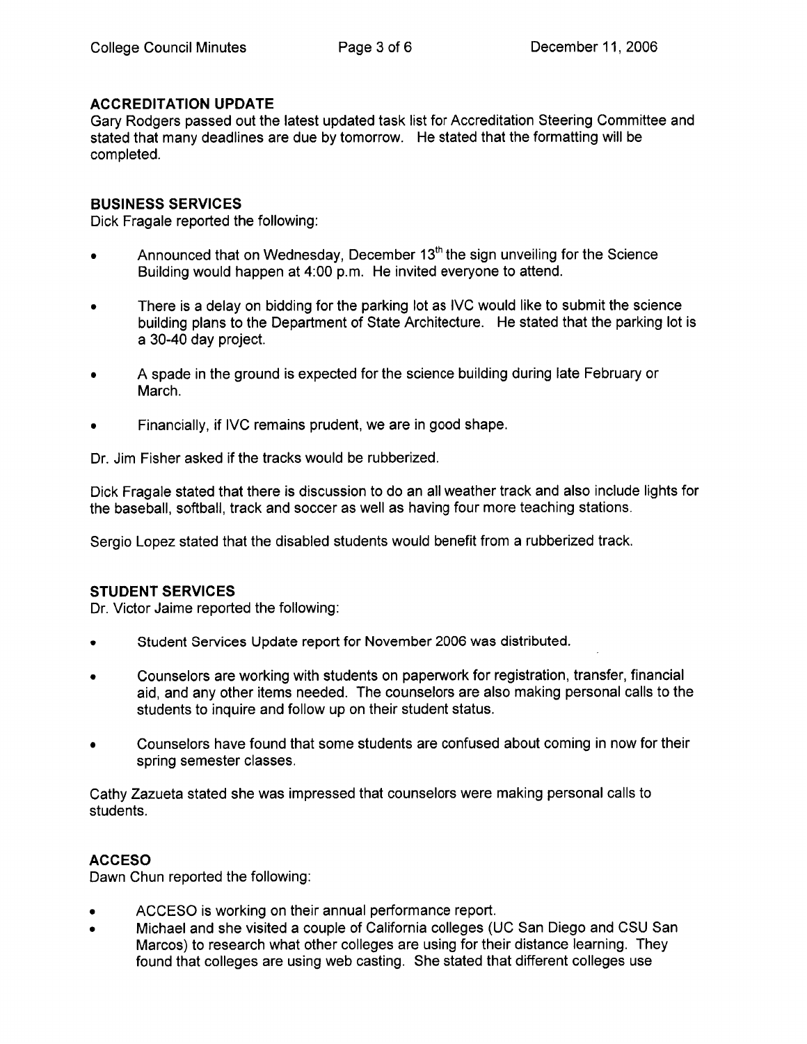## ACCREDITATION UPDATE

Gary Rodgers passed out the latest updated task list for Accreditation Steering Committee and stated that many deadlines are due by tomorrow. He stated that the formatting will be completed.

## BUSINESS SERVICES

Dick Fragale reported the following:

- Announced that on Wednesday, December 13th the sign unveiling for the Science Building would happen at 4:00 p.m. He invited everyone to attend.
- There is a delay on bidding for the parking lot as IVC would like to submit the science building plans to the Department of State Architecture. He stated that the parking lot is a 30-40 day project.
- A spade in the ground is expected for the science building during late February or March.
- Financially, if IVC remains prudent, we are in good shape.

Dr. Jim Fisher asked if the tracks would be rubberized.

Dick Fragale stated that there is discussion to do an all weather track and also include lights for the baseball, softball, track and soccer as well as having four more teaching stations.

Sergio Lopez stated that the disabled students would benefit from a rubberized track.

## STUDENT SERVICES

Dr. Victor Jaime reported the following:

- Student Services Update report for November 2006 was distributed.
- Counselors are working with students on paperwork for registration, transfer, financial aid, and any other items needed. The counselors are also making personal calls to the students to inquire and follow up on their student status.
- Counselors have found that some students are confused about coming in now for their spring semester classes.

Cathy Zazueta stated she was impressed that counselors were making personal calls to students.

## ACCESO

Dawn Chun reported the following:

- ACCESO is working on their annual performance report.
- Michael and she visited a couple of California colleges (UC San Diego and CSU San Marcos) to research what other colleges are using for their distance learning. They found that colleges are using web casting. She stated that different colleges use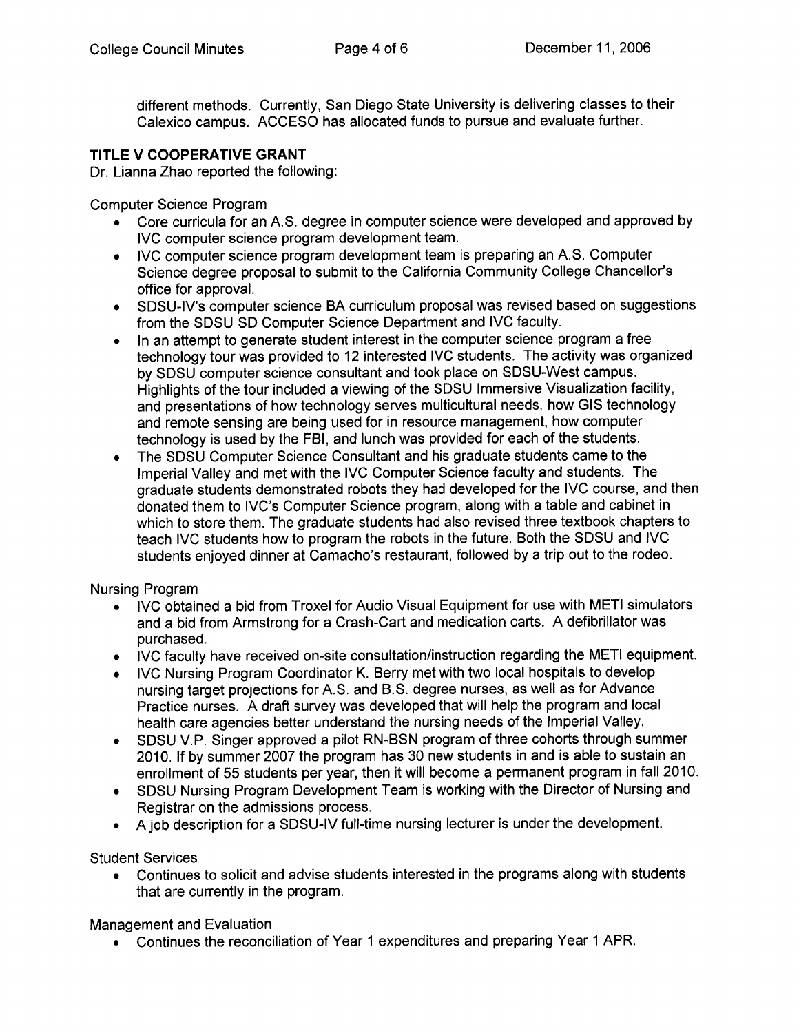different methods. Currently, San Diego State University is delivering classes to their Calexico campus. ACCESO has allocated funds to pursue and evaluate further.

**TITLE V COOPERATIVE GRANT**

Dr. Lianna Zhao reported the following:

Computer Science Program

- Core curricula for an A.S. degree in computer science were developed and approved by IVC computer science program development team.
- IVC computer science program development team is preparing an A.S. Computer Science degree proposal to submit to the California Community College Chancellor's office for approval.
- SDSU-IV's computer science BA curriculum proposal was revised based on suggestions from the SDSU SD Computer Science Department and IVC faculty.
- In an attempt to generate student interest in the computer science program a free technology tour was provided to 12 interested IVC students. The activity was organized by SDSU computer science consultant and took place on SDSU-West campus. Highlights of the tour included a viewing of the SDSU Immersive Visualization facility, and presentations of how technology serves multicultural needs, how GIS technology and remote sensing are being used for in resource management, how computer technology is used by the FBI, and lunch was provided for each of the students.
- The SDSU Computer Science Consultant and his graduate students came to the Imperial Valley and met with the IVC Computer Science faculty and students. The graduate students demonstrated robots they had developed for the IVC course, and then donated them to IVC's Computer Science program, along with a table and cabinet in which to store them. The graduate students had also revised three textbook chapters to teach IVC students how to program the robots in the future. Both the SDSU and IVC students enjoyed dinner at Camacho's restaurant, followed by a trip out to the rodeo.

Nursing Program

- IVC obtained a bid from Troxel for Audio Visual Equipment for use with METI simulators and a bid from Armstrong for a Crash-Cart and medication carts. A defibrillator was purchased.
- IVC faculty have received on-site consultation/instruction regarding the METI equipment.
- IVC Nursing Program Coordinator K. Berry met with two local hospitals to develop nursing target projections for A.S. and B.S. degree nurses, as well as for Advance Practice nurses. A draft survey was developed that will help the program and local health care agencies better understand the nursing needs of the Imperial Valley.
- SDSU V.P. Singer approved a pilot RN-BSN program of three cohorts through summer 2010. If by summer 2007 the program has 30 new students in and is able to sustain an enrollment of 55 students per year, then it will become a permanent program in fall 2010.
- SDSU Nursing Program Development Team is working with the Director of Nursing and Registrar on the admissions process.
- A job description for a SDSU-IV full-time nursing lecturer is under the development.

Student Services

- Continues to solicit and advise students interested in the programs along with students that are currently in the program.

Management and Evaluation

- Continues the reconciliation of Year 1 expenditures and preparing Year 1 APR.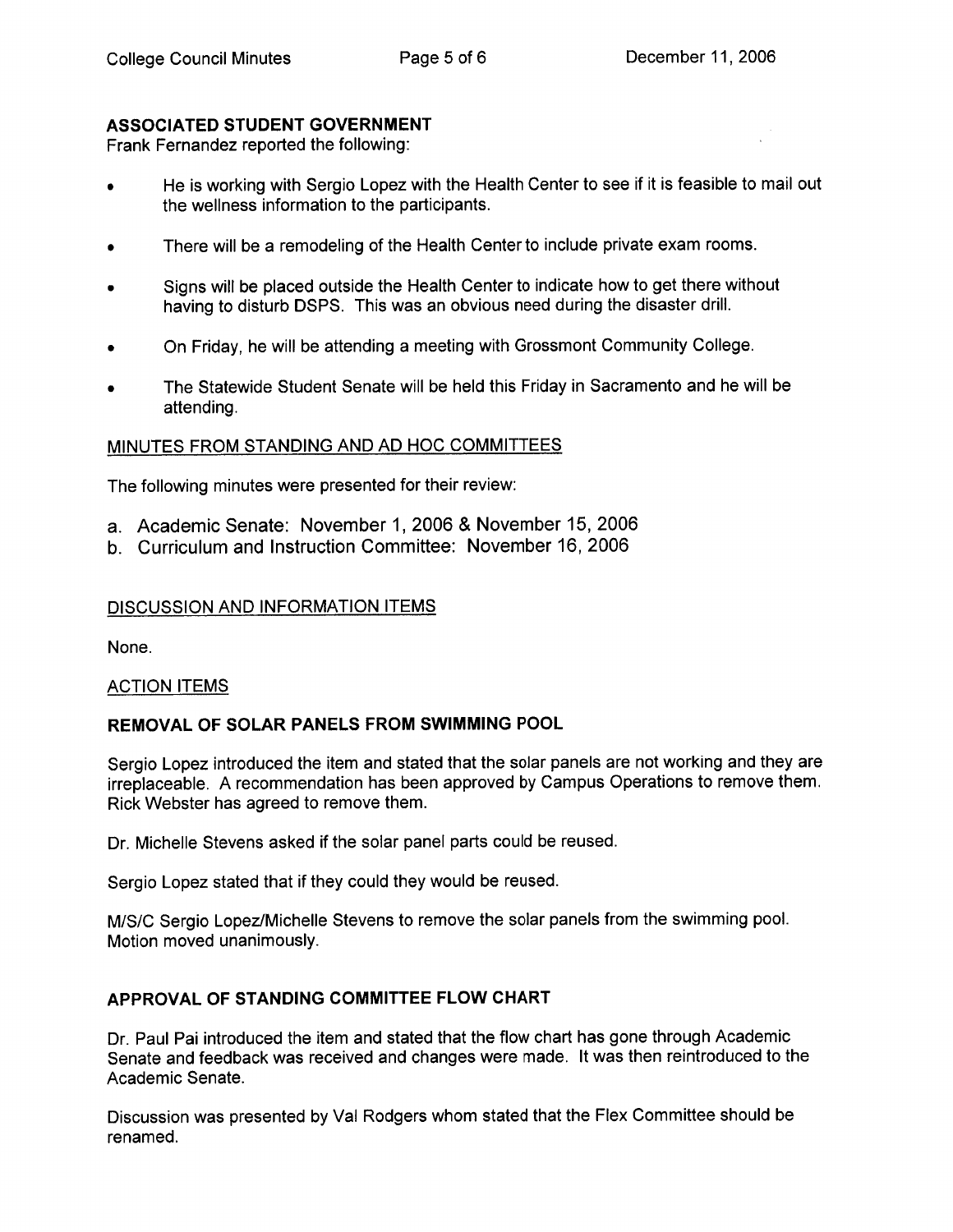## ASSOCIATED STUDENT GOVERNMENT

Frank Fernandez reported the following:

- He is working with Sergio Lopez with the Health Center to see if it is feasible to mail out the wellness information to the participants.
- There will be a remodeling of the Health Center to include private exam rooms.
- Signs will be placed outside the Health Center to indicate how to get there without having to disturb DSPS. This was an obvious need during the disaster drill.
- On Friday, he will be attending a meeting with Grossmont Community College.
- The Statewide Student Senate will be held this Friday in Sacramento and he will be attending.

## MINUTES FROM STANDING AND AD HOC COMMITTEES

The following minutes were presented for their review:

a. Academic Senate: November 1, 2006 & November 15, 2006
b. Curriculum and Instruction Committee: November 16, 2006

## DISCUSSION AND INFORMATION ITEMS

None.

## ACTION ITEMS

### REMOVAL OF SOLAR PANELS FROM SWIMMING POOL

Sergio Lopez introduced the item and stated that the solar panels are not working and they are irreplaceable. A recommendation has been approved by Campus Operations to remove them. Rick Webster has agreed to remove them.

Dr. Michelle Stevens asked if the solar panel parts could be reused.

Sergio Lopez stated that if they could they would be reused.

M/S/C Sergio Lopez/Michelle Stevens to remove the solar panels from the swimming pool. Motion moved unanimously.

### APPROVAL OF STANDING COMMITTEE FLOW CHART

Dr. Paul Pai introduced the item and stated that the flow chart has gone through Academic Senate and feedback was received and changes were made. It was then reintroduced to the Academic Senate.

Discussion was presented by Val Rodgers whom stated that the Flex Committee should be renamed.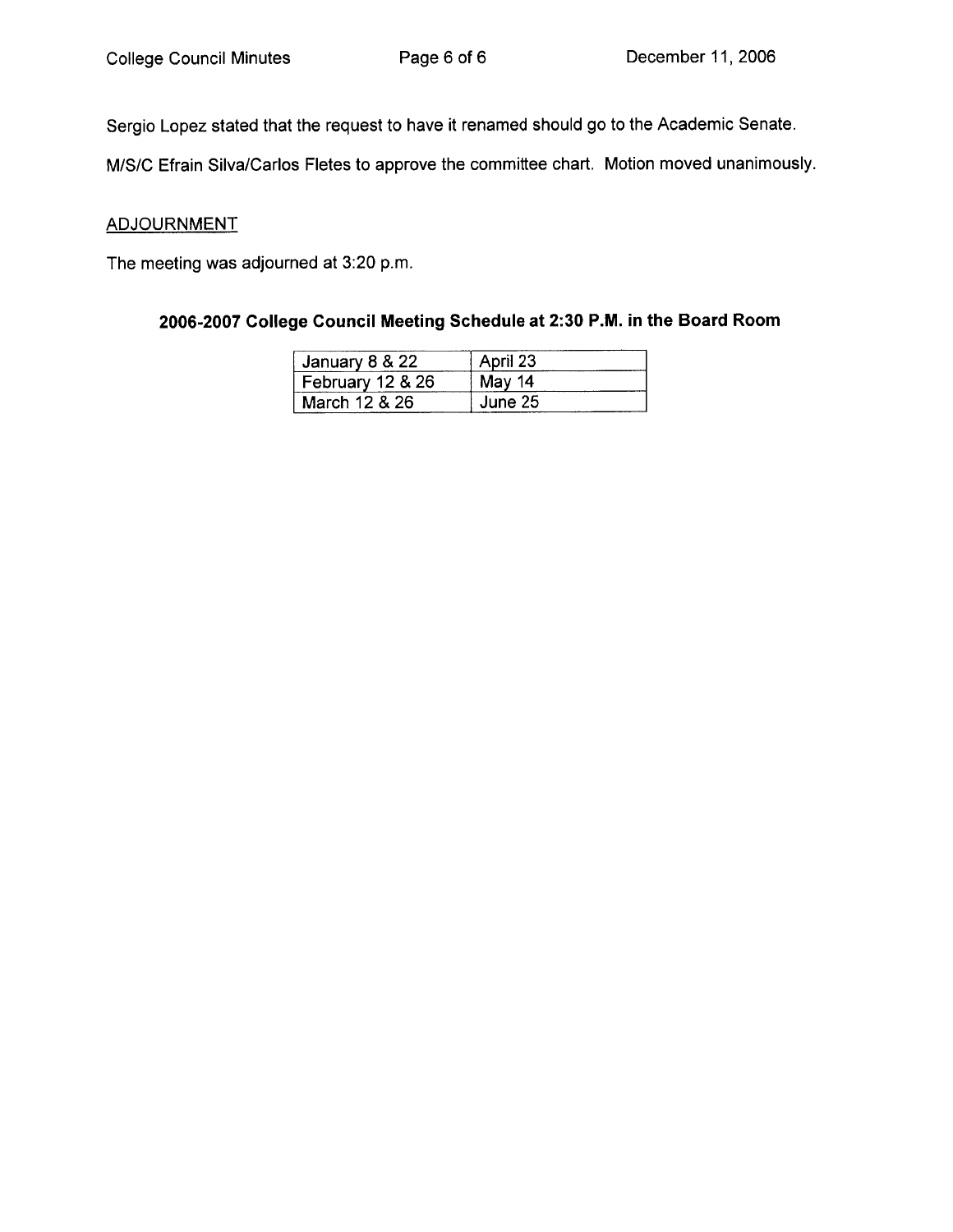Sergio Lopez stated that the request to have it renamed should go to the Academic Senate.

M/S/C Efrain Silva/Carlos Fletes to approve the committee chart. Motion moved unanimously.

ADJOURNMENT

The meeting was adjourned at 3:20 p.m.

**2006-2007 College Council Meeting Schedule at 2:30 P.M. in the Board Room**

| | |
|---|---|
| January 8 & 22 | April 23 |
| February 12 & 26 | May 14 |
| March 12 & 26 | June 25 |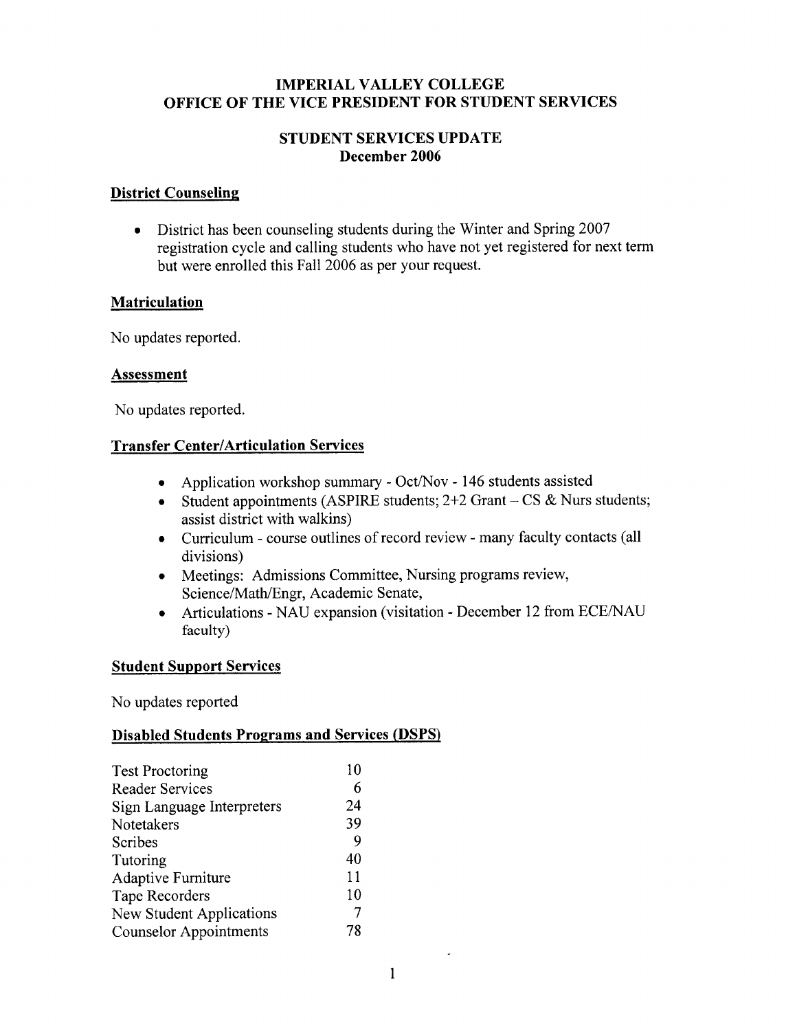# IMPERIAL VALLEY COLLEGE
# OFFICE OF THE VICE PRESIDENT FOR STUDENT SERVICES

## STUDENT SERVICES UPDATE
## December 2006

### District Counseling

- District has been counseling students during the Winter and Spring 2007 registration cycle and calling students who have not yet registered for next term but were enrolled this Fall 2006 as per your request.

### Matriculation

No updates reported.

### Assessment

No updates reported.

### Transfer Center/Articulation Services

- Application workshop summary - Oct/Nov - 146 students assisted
- Student appointments (ASPIRE students; 2+2 Grant – CS & Nurs students; assist district with walkins)
- Curriculum - course outlines of record review - many faculty contacts (all divisions)
- Meetings: Admissions Committee, Nursing programs review, Science/Math/Engr, Academic Senate,
- Articulations - NAU expansion (visitation - December 12 from ECE/NAU faculty)

### Student Support Services

No updates reported

### Disabled Students Programs and Services (DSPS)

| | |
|---|---|
| Test Proctoring | 10 |
| Reader Services | 6 |
| Sign Language Interpreters | 24 |
| Notetakers | 39 |
| Scribes | 9 |
| Tutoring | 40 |
| Adaptive Furniture | 11 |
| Tape Recorders | 10 |
| New Student Applications | 7 |
| Counselor Appointments | 78 |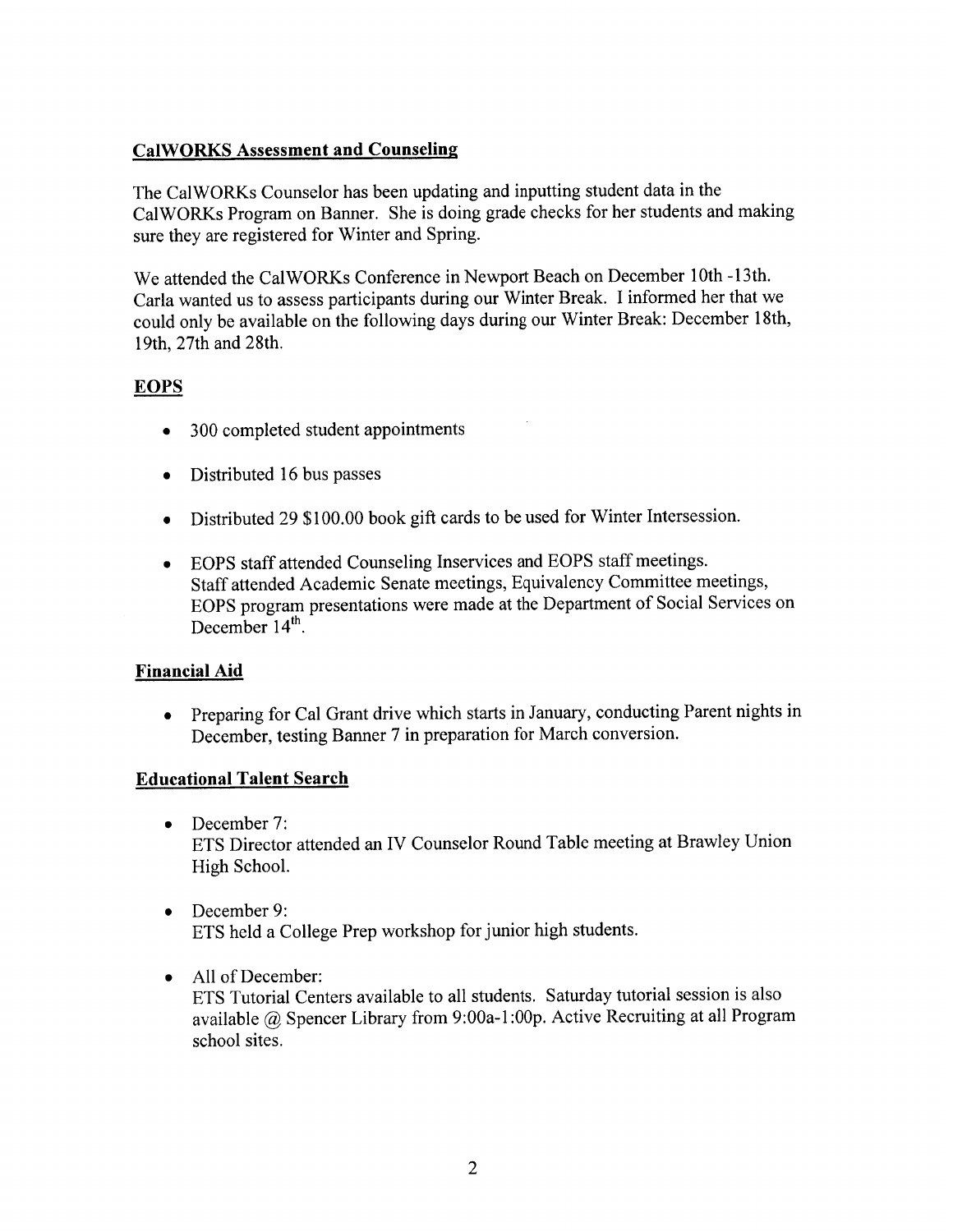**CalWORKS Assessment and Counseling**

The CalWORKs Counselor has been updating and inputting student data in the CalWORKs Program on Banner. She is doing grade checks for her students and making sure they are registered for Winter and Spring.

We attended the CalWORKs Conference in Newport Beach on December 10th -13th. Carla wanted us to assess participants during our Winter Break. I informed her that we could only be available on the following days during our Winter Break: December 18th, 19th, 27th and 28th.

**EOPS**

- 300 completed student appointments
- Distributed 16 bus passes
- Distributed 29 $100.00 book gift cards to be used for Winter Intersession.
- EOPS staff attended Counseling Inservices and EOPS staff meetings. Staff attended Academic Senate meetings, Equivalency Committee meetings, EOPS program presentations were made at the Department of Social Services on December 14th.

**Financial Aid**

- Preparing for Cal Grant drive which starts in January, conducting Parent nights in December, testing Banner 7 in preparation for March conversion.

**Educational Talent Search**

- December 7:
  ETS Director attended an IV Counselor Round Table meeting at Brawley Union High School.
- December 9:
  ETS held a College Prep workshop for junior high students.
- All of December:
  ETS Tutorial Centers available to all students. Saturday tutorial session is also available @ Spencer Library from 9:00a-1:00p. Active Recruiting at all Program school sites.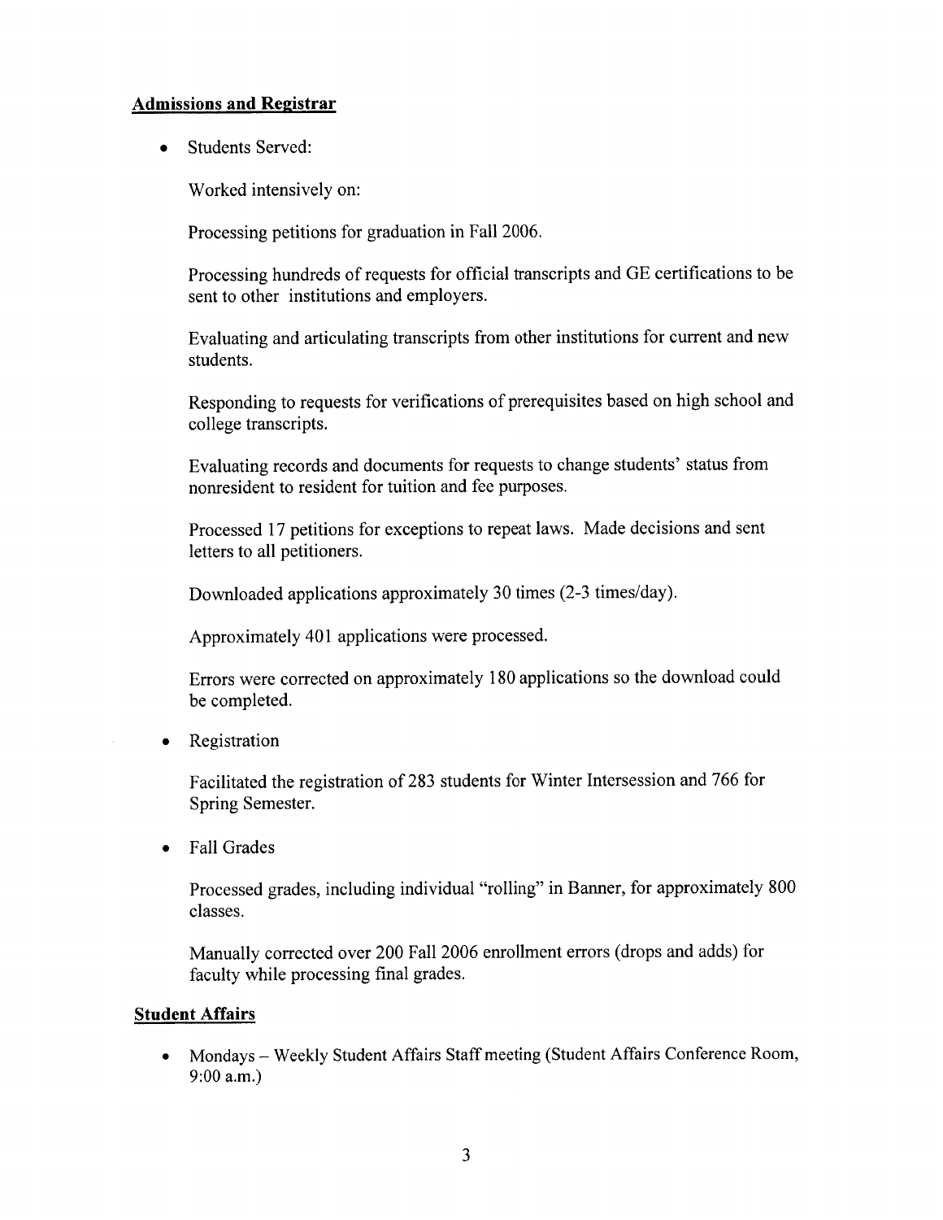## Admissions and Registrar

- Students Served:

  Worked intensively on:

  Processing petitions for graduation in Fall 2006.

  Processing hundreds of requests for official transcripts and GE certifications to be sent to other institutions and employers.

  Evaluating and articulating transcripts from other institutions for current and new students.

  Responding to requests for verifications of prerequisites based on high school and college transcripts.

  Evaluating records and documents for requests to change students' status from nonresident to resident for tuition and fee purposes.

  Processed 17 petitions for exceptions to repeat laws. Made decisions and sent letters to all petitioners.

  Downloaded applications approximately 30 times (2-3 times/day).

  Approximately 401 applications were processed.

  Errors were corrected on approximately 180 applications so the download could be completed.

- Registration

  Facilitated the registration of 283 students for Winter Intersession and 766 for Spring Semester.

- Fall Grades

  Processed grades, including individual "rolling" in Banner, for approximately 800 classes.

  Manually corrected over 200 Fall 2006 enrollment errors (drops and adds) for faculty while processing final grades.

## Student Affairs

- Mondays – Weekly Student Affairs Staff meeting (Student Affairs Conference Room, 9:00 a.m.)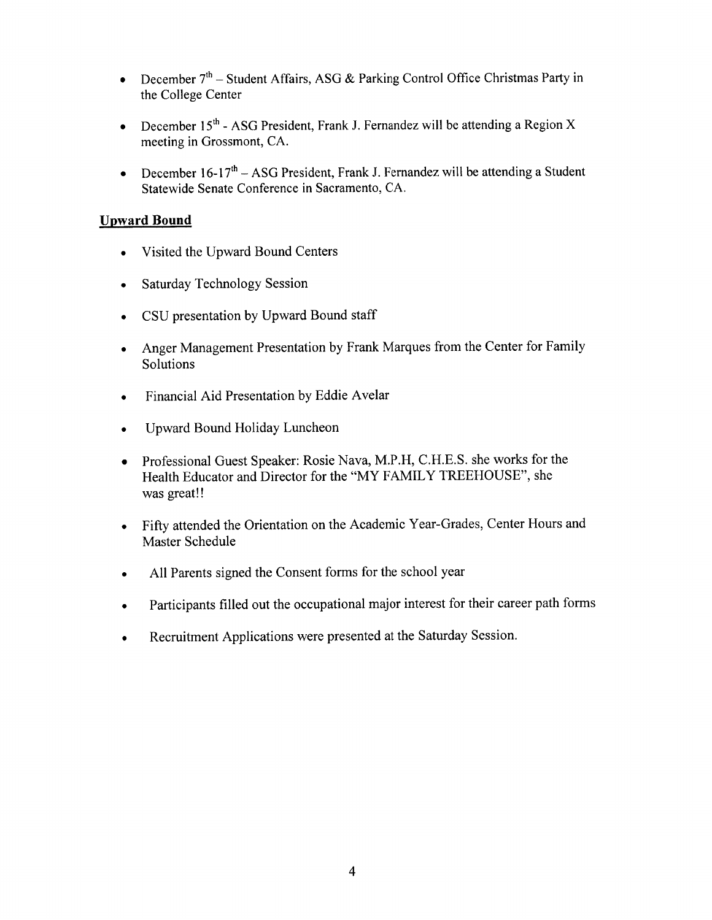- December 7th – Student Affairs, ASG & Parking Control Office Christmas Party in the College Center

- December 15th - ASG President, Frank J. Fernandez will be attending a Region X meeting in Grossmont, CA.

- December 16-17th – ASG President, Frank J. Fernandez will be attending a Student Statewide Senate Conference in Sacramento, CA.

## Upward Bound

- Visited the Upward Bound Centers
- Saturday Technology Session
- CSU presentation by Upward Bound staff
- Anger Management Presentation by Frank Marques from the Center for Family Solutions
- Financial Aid Presentation by Eddie Avelar
- Upward Bound Holiday Luncheon
- Professional Guest Speaker: Rosie Nava, M.P.H, C.H.E.S. she works for the Health Educator and Director for the "MY FAMILY TREEHOUSE", she was great!!
- Fifty attended the Orientation on the Academic Year-Grades, Center Hours and Master Schedule
- All Parents signed the Consent forms for the school year
- Participants filled out the occupational major interest for their career path forms
- Recruitment Applications were presented at the Saturday Session.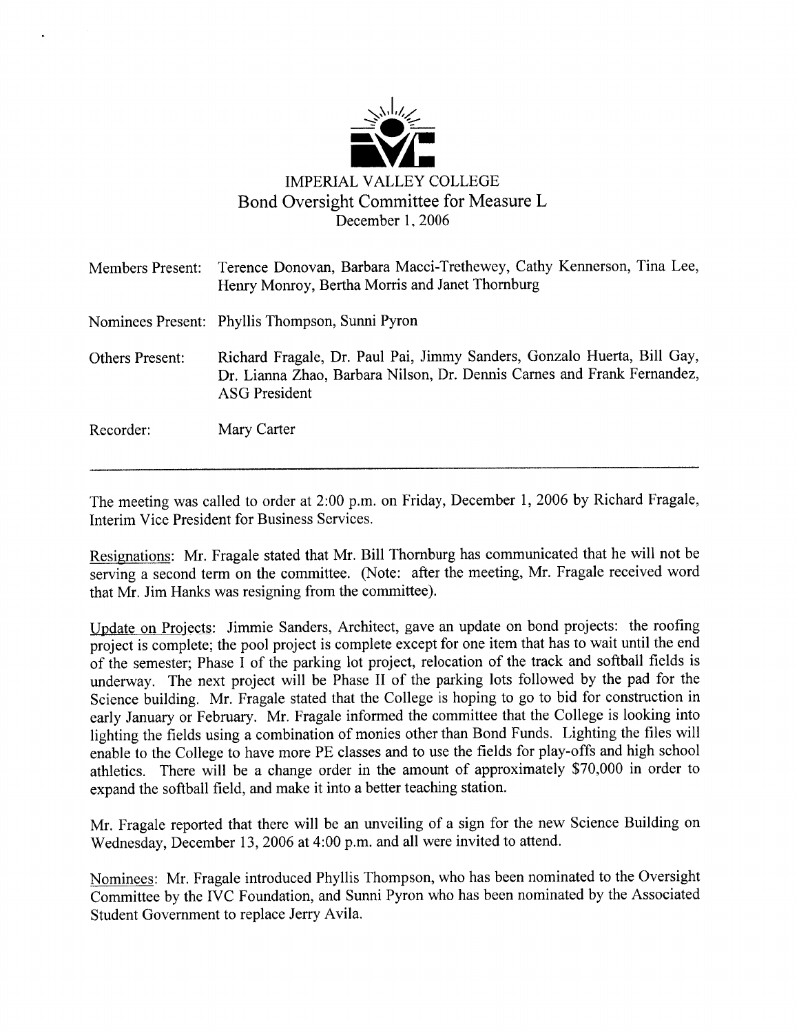IMPERIAL VALLEY COLLEGE

Bond Oversight Committee for Measure L

December 1, 2006

| | |
|---|---|
| Members Present: | Terence Donovan, Barbara Macci-Trethewey, Cathy Kennerson, Tina Lee, Henry Monroy, Bertha Morris and Janet Thornburg |
| Nominees Present: | Phyllis Thompson, Sunni Pyron |
| Others Present: | Richard Fragale, Dr. Paul Pai, Jimmy Sanders, Gonzalo Huerta, Bill Gay, Dr. Lianna Zhao, Barbara Nilson, Dr. Dennis Carnes and Frank Fernandez, ASG President |
| Recorder: | Mary Carter |

---

The meeting was called to order at 2:00 p.m. on Friday, December 1, 2006 by Richard Fragale, Interim Vice President for Business Services.

Resignations: Mr. Fragale stated that Mr. Bill Thornburg has communicated that he will not be serving a second term on the committee. (Note: after the meeting, Mr. Fragale received word that Mr. Jim Hanks was resigning from the committee).

Update on Projects: Jimmie Sanders, Architect, gave an update on bond projects: the roofing project is complete; the pool project is complete except for one item that has to wait until the end of the semester; Phase I of the parking lot project, relocation of the track and softball fields is underway. The next project will be Phase II of the parking lots followed by the pad for the Science building. Mr. Fragale stated that the College is hoping to go to bid for construction in early January or February. Mr. Fragale informed the committee that the College is looking into lighting the fields using a combination of monies other than Bond Funds. Lighting the files will enable to the College to have more PE classes and to use the fields for play-offs and high school athletics. There will be a change order in the amount of approximately $70,000 in order to expand the softball field, and make it into a better teaching station.

Mr. Fragale reported that there will be an unveiling of a sign for the new Science Building on Wednesday, December 13, 2006 at 4:00 p.m. and all were invited to attend.

Nominees: Mr. Fragale introduced Phyllis Thompson, who has been nominated to the Oversight Committee by the IVC Foundation, and Sunni Pyron who has been nominated by the Associated Student Government to replace Jerry Avila.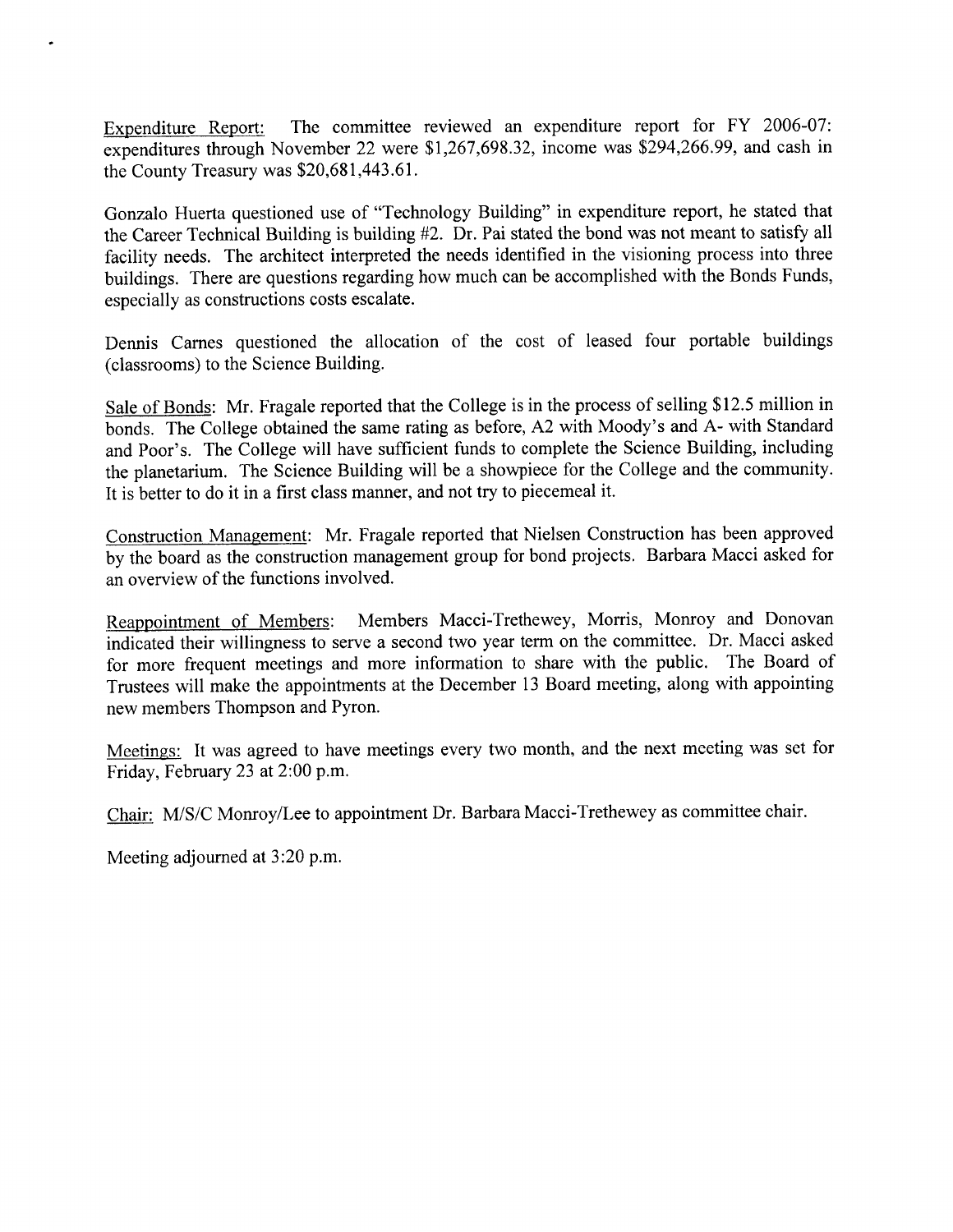Expenditure Report: The committee reviewed an expenditure report for FY 2006-07: expenditures through November 22 were $1,267,698.32, income was $294,266.99, and cash in the County Treasury was $20,681,443.61.

Gonzalo Huerta questioned use of "Technology Building" in expenditure report, he stated that the Career Technical Building is building #2. Dr. Pai stated the bond was not meant to satisfy all facility needs. The architect interpreted the needs identified in the visioning process into three buildings. There are questions regarding how much can be accomplished with the Bonds Funds, especially as constructions costs escalate.

Dennis Carnes questioned the allocation of the cost of leased four portable buildings (classrooms) to the Science Building.

Sale of Bonds: Mr. Fragale reported that the College is in the process of selling $12.5 million in bonds. The College obtained the same rating as before, A2 with Moody's and A- with Standard and Poor's. The College will have sufficient funds to complete the Science Building, including the planetarium. The Science Building will be a showpiece for the College and the community. It is better to do it in a first class manner, and not try to piecemeal it.

Construction Management: Mr. Fragale reported that Nielsen Construction has been approved by the board as the construction management group for bond projects. Barbara Macci asked for an overview of the functions involved.

Reappointment of Members: Members Macci-Trethewey, Morris, Monroy and Donovan indicated their willingness to serve a second two year term on the committee. Dr. Macci asked for more frequent meetings and more information to share with the public. The Board of Trustees will make the appointments at the December 13 Board meeting, along with appointing new members Thompson and Pyron.

Meetings: It was agreed to have meetings every two month, and the next meeting was set for Friday, February 23 at 2:00 p.m.

Chair: M/S/C Monroy/Lee to appointment Dr. Barbara Macci-Trethewey as committee chair.

Meeting adjourned at 3:20 p.m.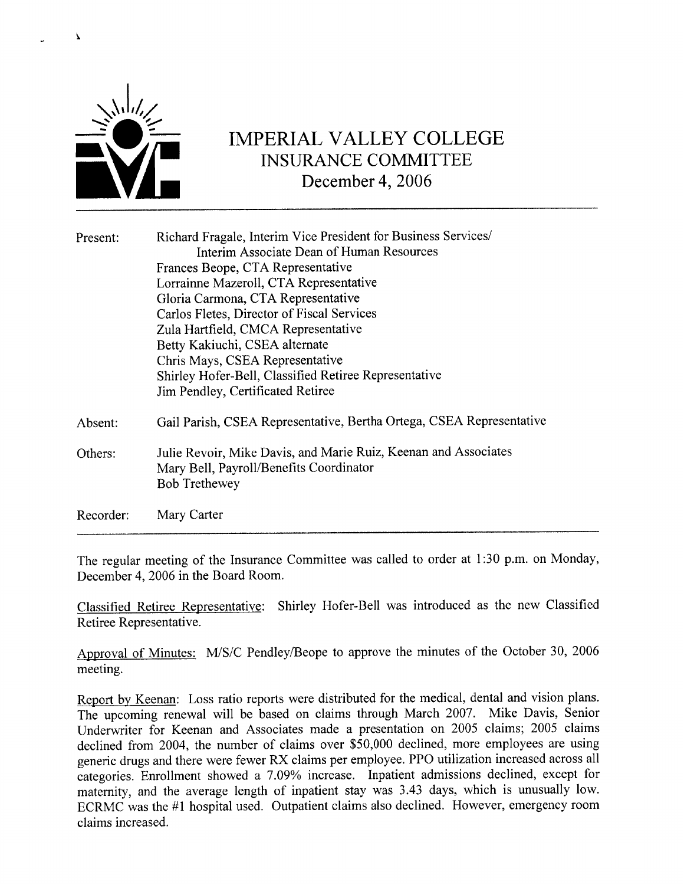# IMPERIAL VALLEY COLLEGE
## INSURANCE COMMITTEE
### December 4, 2006

Present: Richard Fragale, Interim Vice President for Business Services/ Interim Associate Dean of Human Resources
Frances Beope, CTA Representative
Lorrainne Mazeroll, CTA Representative
Gloria Carmona, CTA Representative
Carlos Fletes, Director of Fiscal Services
Zula Hartfield, CMCA Representative
Betty Kakiuchi, CSEA alternate
Chris Mays, CSEA Representative
Shirley Hofer-Bell, Classified Retiree Representative
Jim Pendley, Certificated Retiree

Absent: Gail Parish, CSEA Representative, Bertha Ortega, CSEA Representative

Others: Julie Revoir, Mike Davis, and Marie Ruiz, Keenan and Associates
Mary Bell, Payroll/Benefits Coordinator
Bob Trethewey

Recorder: Mary Carter

---

The regular meeting of the Insurance Committee was called to order at 1:30 p.m. on Monday, December 4, 2006 in the Board Room.

Classified Retiree Representative: Shirley Hofer-Bell was introduced as the new Classified Retiree Representative.

Approval of Minutes: M/S/C Pendley/Beope to approve the minutes of the October 30, 2006 meeting.

Report by Keenan: Loss ratio reports were distributed for the medical, dental and vision plans. The upcoming renewal will be based on claims through March 2007. Mike Davis, Senior Underwriter for Keenan and Associates made a presentation on 2005 claims; 2005 claims declined from 2004, the number of claims over $50,000 declined, more employees are using generic drugs and there were fewer RX claims per employee. PPO utilization increased across all categories. Enrollment showed a 7.09% increase. Inpatient admissions declined, except for maternity, and the average length of inpatient stay was 3.43 days, which is unusually low. ECRMC was the #1 hospital used. Outpatient claims also declined. However, emergency room claims increased.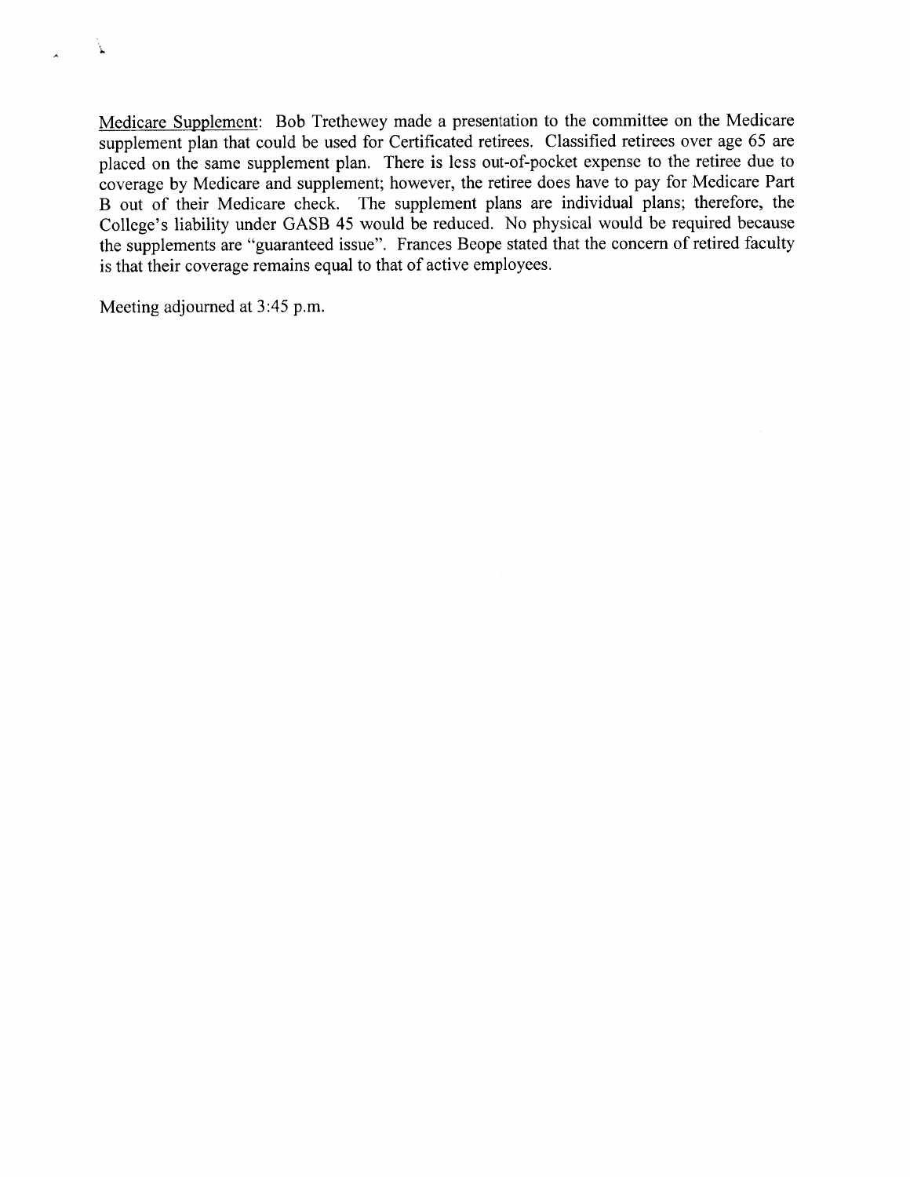<u>Medicare Supplement</u>: Bob Trethewey made a presentation to the committee on the Medicare supplement plan that could be used for Certificated retirees. Classified retirees over age 65 are placed on the same supplement plan. There is less out-of-pocket expense to the retiree due to coverage by Medicare and supplement; however, the retiree does have to pay for Medicare Part B out of their Medicare check. The supplement plans are individual plans; therefore, the College's liability under GASB 45 would be reduced. No physical would be required because the supplements are "guaranteed issue". Frances Beope stated that the concern of retired faculty is that their coverage remains equal to that of active employees.

Meeting adjourned at 3:45 p.m.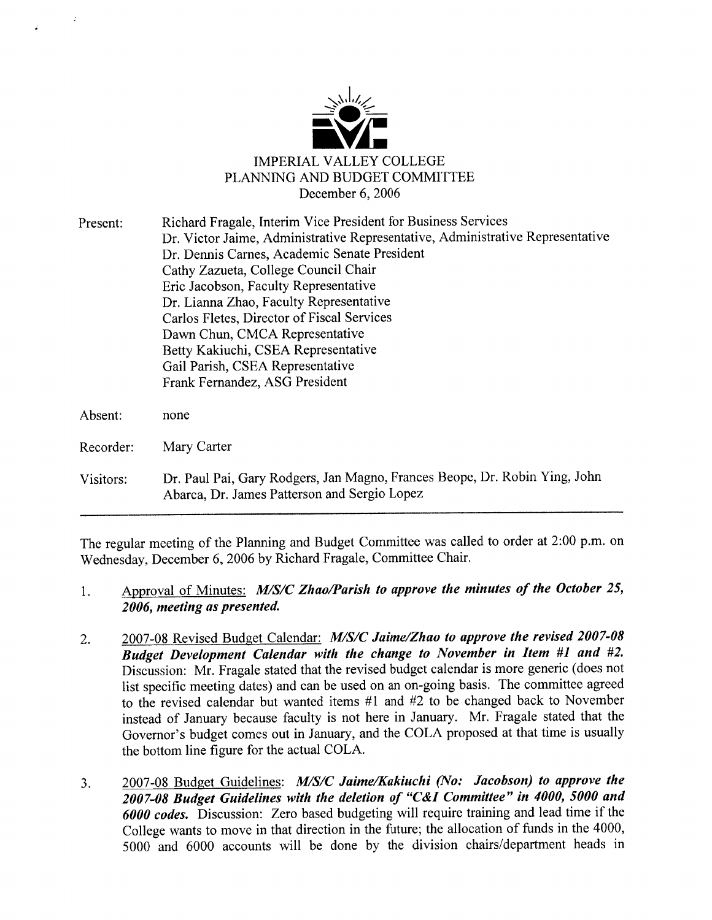IMPERIAL VALLEY COLLEGE
PLANNING AND BUDGET COMMITTEE
December 6, 2006

Present: Richard Fragale, Interim Vice President for Business Services
Dr. Victor Jaime, Administrative Representative, Administrative Representative
Dr. Dennis Carnes, Academic Senate President
Cathy Zazueta, College Council Chair
Eric Jacobson, Faculty Representative
Dr. Lianna Zhao, Faculty Representative
Carlos Fletes, Director of Fiscal Services
Dawn Chun, CMCA Representative
Betty Kakiuchi, CSEA Representative
Gail Parish, CSEA Representative
Frank Fernandez, ASG President

Absent: none

Recorder: Mary Carter

Visitors: Dr. Paul Pai, Gary Rodgers, Jan Magno, Frances Beope, Dr. Robin Ying, John Abarca, Dr. James Patterson and Sergio Lopez

---

The regular meeting of the Planning and Budget Committee was called to order at 2:00 p.m. on Wednesday, December 6, 2006 by Richard Fragale, Committee Chair.

1. Approval of Minutes: ***M/S/C Zhao/Parish to approve the minutes of the October 25, 2006, meeting as presented.***

2. 2007-08 Revised Budget Calendar: ***M/S/C Jaime/Zhao to approve the revised 2007-08 Budget Development Calendar with the change to November in Item #1 and #2.*** Discussion: Mr. Fragale stated that the revised budget calendar is more generic (does not list specific meeting dates) and can be used on an on-going basis. The committee agreed to the revised calendar but wanted items #1 and #2 to be changed back to November instead of January because faculty is not here in January. Mr. Fragale stated that the Governor's budget comes out in January, and the COLA proposed at that time is usually the bottom line figure for the actual COLA.

3. 2007-08 Budget Guidelines: ***M/S/C Jaime/Kakiuchi (No: Jacobson) to approve the 2007-08 Budget Guidelines with the deletion of "C&I Committee" in 4000, 5000 and 6000 codes.*** Discussion: Zero based budgeting will require training and lead time if the College wants to move in that direction in the future; the allocation of funds in the 4000, 5000 and 6000 accounts will be done by the division chairs/department heads in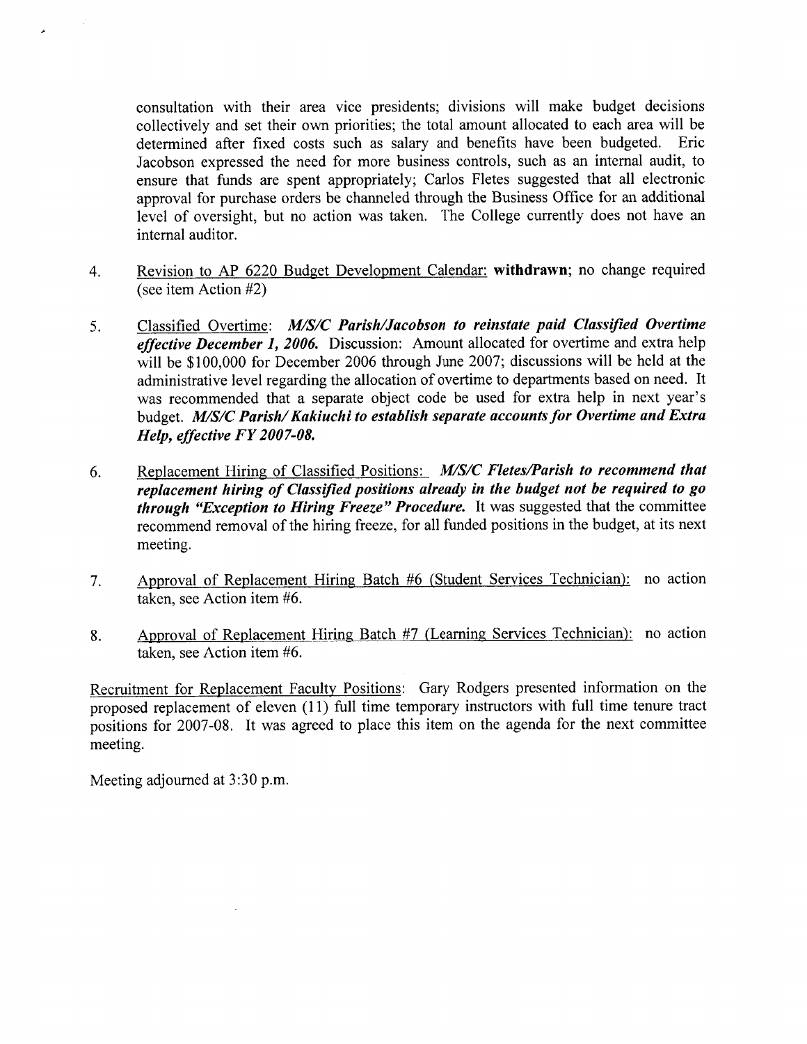consultation with their area vice presidents; divisions will make budget decisions collectively and set their own priorities; the total amount allocated to each area will be determined after fixed costs such as salary and benefits have been budgeted. Eric Jacobson expressed the need for more business controls, such as an internal audit, to ensure that funds are spent appropriately; Carlos Fletes suggested that all electronic approval for purchase orders be channeled through the Business Office for an additional level of oversight, but no action was taken. The College currently does not have an internal auditor.

4. Revision to AP 6220 Budget Development Calendar: **withdrawn**; no change required (see item Action #2)

5. Classified Overtime: ***M/S/C Parish/Jacobson to reinstate paid Classified Overtime effective December 1, 2006.*** Discussion: Amount allocated for overtime and extra help will be $100,000 for December 2006 through June 2007; discussions will be held at the administrative level regarding the allocation of overtime to departments based on need. It was recommended that a separate object code be used for extra help in next year's budget. ***M/S/C Parish/ Kakiuchi to establish separate accounts for Overtime and Extra Help, effective FY 2007-08.***

6. Replacement Hiring of Classified Positions: ***M/S/C Fletes/Parish to recommend that replacement hiring of Classified positions already in the budget not be required to go through "Exception to Hiring Freeze" Procedure.*** It was suggested that the committee recommend removal of the hiring freeze, for all funded positions in the budget, at its next meeting.

7. Approval of Replacement Hiring Batch #6 (Student Services Technician): no action taken, see Action item #6.

8. Approval of Replacement Hiring Batch #7 (Learning Services Technician): no action taken, see Action item #6.

Recruitment for Replacement Faculty Positions: Gary Rodgers presented information on the proposed replacement of eleven (11) full time temporary instructors with full time tenure tract positions for 2007-08. It was agreed to place this item on the agenda for the next committee meeting.

Meeting adjourned at 3:30 p.m.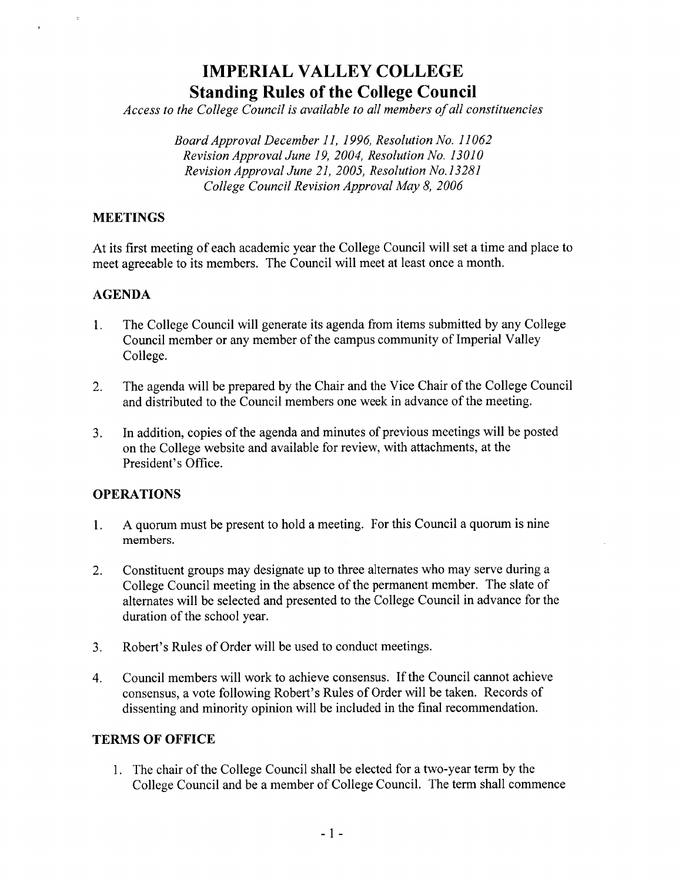# IMPERIAL VALLEY COLLEGE

## Standing Rules of the College Council

*Access to the College Council is available to all members of all constituencies*

*Board Approval December 11, 1996, Resolution No. 11062*
*Revision Approval June 19, 2004, Resolution No. 13010*
*Revision Approval June 21, 2005, Resolution No.13281*
*College Council Revision Approval May 8, 2006*

### MEETINGS

At its first meeting of each academic year the College Council will set a time and place to meet agreeable to its members. The Council will meet at least once a month.

### AGENDA

1. The College Council will generate its agenda from items submitted by any College Council member or any member of the campus community of Imperial Valley College.

2. The agenda will be prepared by the Chair and the Vice Chair of the College Council and distributed to the Council members one week in advance of the meeting.

3. In addition, copies of the agenda and minutes of previous meetings will be posted on the College website and available for review, with attachments, at the President's Office.

### OPERATIONS

1. A quorum must be present to hold a meeting. For this Council a quorum is nine members.

2. Constituent groups may designate up to three alternates who may serve during a College Council meeting in the absence of the permanent member. The slate of alternates will be selected and presented to the College Council in advance for the duration of the school year.

3. Robert's Rules of Order will be used to conduct meetings.

4. Council members will work to achieve consensus. If the Council cannot achieve consensus, a vote following Robert's Rules of Order will be taken. Records of dissenting and minority opinion will be included in the final recommendation.

### TERMS OF OFFICE

1. The chair of the College Council shall be elected for a two-year term by the College Council and be a member of College Council. The term shall commence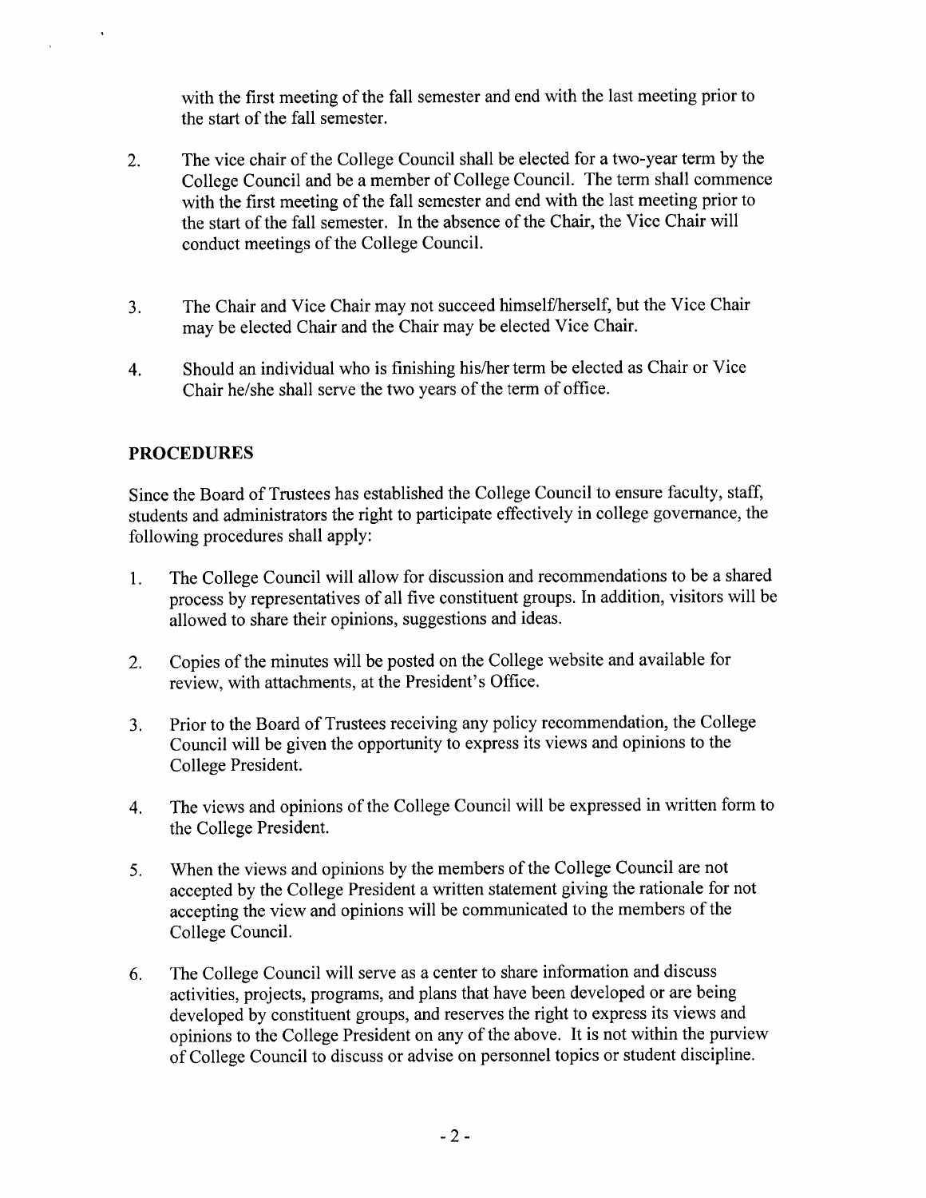with the first meeting of the fall semester and end with the last meeting prior to the start of the fall semester.

2. The vice chair of the College Council shall be elected for a two-year term by the College Council and be a member of College Council. The term shall commence with the first meeting of the fall semester and end with the last meeting prior to the start of the fall semester. In the absence of the Chair, the Vice Chair will conduct meetings of the College Council.

3. The Chair and Vice Chair may not succeed himself/herself, but the Vice Chair may be elected Chair and the Chair may be elected Vice Chair.

4. Should an individual who is finishing his/her term be elected as Chair or Vice Chair he/she shall serve the two years of the term of office.

## PROCEDURES

Since the Board of Trustees has established the College Council to ensure faculty, staff, students and administrators the right to participate effectively in college governance, the following procedures shall apply:

1. The College Council will allow for discussion and recommendations to be a shared process by representatives of all five constituent groups. In addition, visitors will be allowed to share their opinions, suggestions and ideas.

2. Copies of the minutes will be posted on the College website and available for review, with attachments, at the President's Office.

3. Prior to the Board of Trustees receiving any policy recommendation, the College Council will be given the opportunity to express its views and opinions to the College President.

4. The views and opinions of the College Council will be expressed in written form to the College President.

5. When the views and opinions by the members of the College Council are not accepted by the College President a written statement giving the rationale for not accepting the view and opinions will be communicated to the members of the College Council.

6. The College Council will serve as a center to share information and discuss activities, projects, programs, and plans that have been developed or are being developed by constituent groups, and reserves the right to express its views and opinions to the College President on any of the above. It is not within the purview of College Council to discuss or advise on personnel topics or student discipline.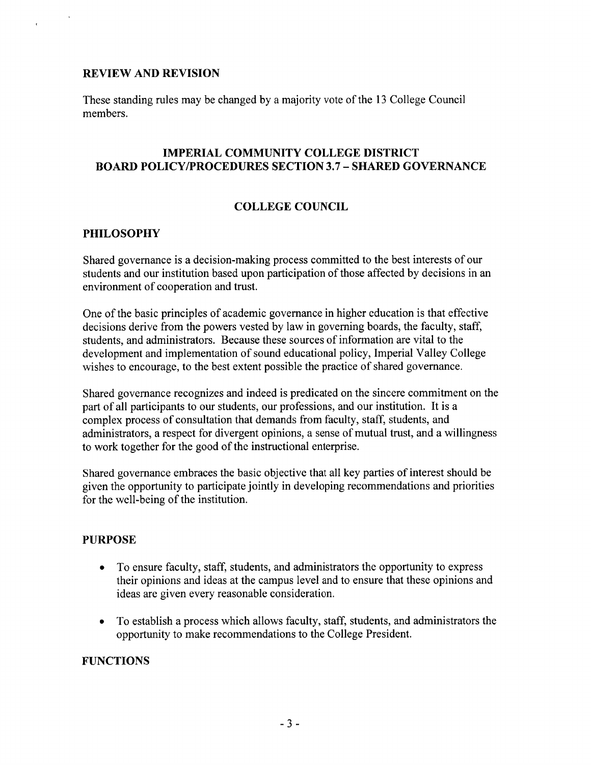## REVIEW AND REVISION

These standing rules may be changed by a majority vote of the 13 College Council members.

## IMPERIAL COMMUNITY COLLEGE DISTRICT
## BOARD POLICY/PROCEDURES SECTION 3.7 – SHARED GOVERNANCE

### COLLEGE COUNCIL

## PHILOSOPHY

Shared governance is a decision-making process committed to the best interests of our students and our institution based upon participation of those affected by decisions in an environment of cooperation and trust.

One of the basic principles of academic governance in higher education is that effective decisions derive from the powers vested by law in governing boards, the faculty, staff, students, and administrators. Because these sources of information are vital to the development and implementation of sound educational policy, Imperial Valley College wishes to encourage, to the best extent possible the practice of shared governance.

Shared governance recognizes and indeed is predicated on the sincere commitment on the part of all participants to our students, our professions, and our institution. It is a complex process of consultation that demands from faculty, staff, students, and administrators, a respect for divergent opinions, a sense of mutual trust, and a willingness to work together for the good of the instructional enterprise.

Shared governance embraces the basic objective that all key parties of interest should be given the opportunity to participate jointly in developing recommendations and priorities for the well-being of the institution.

## PURPOSE

- To ensure faculty, staff, students, and administrators the opportunity to express their opinions and ideas at the campus level and to ensure that these opinions and ideas are given every reasonable consideration.
- To establish a process which allows faculty, staff, students, and administrators the opportunity to make recommendations to the College President.

## FUNCTIONS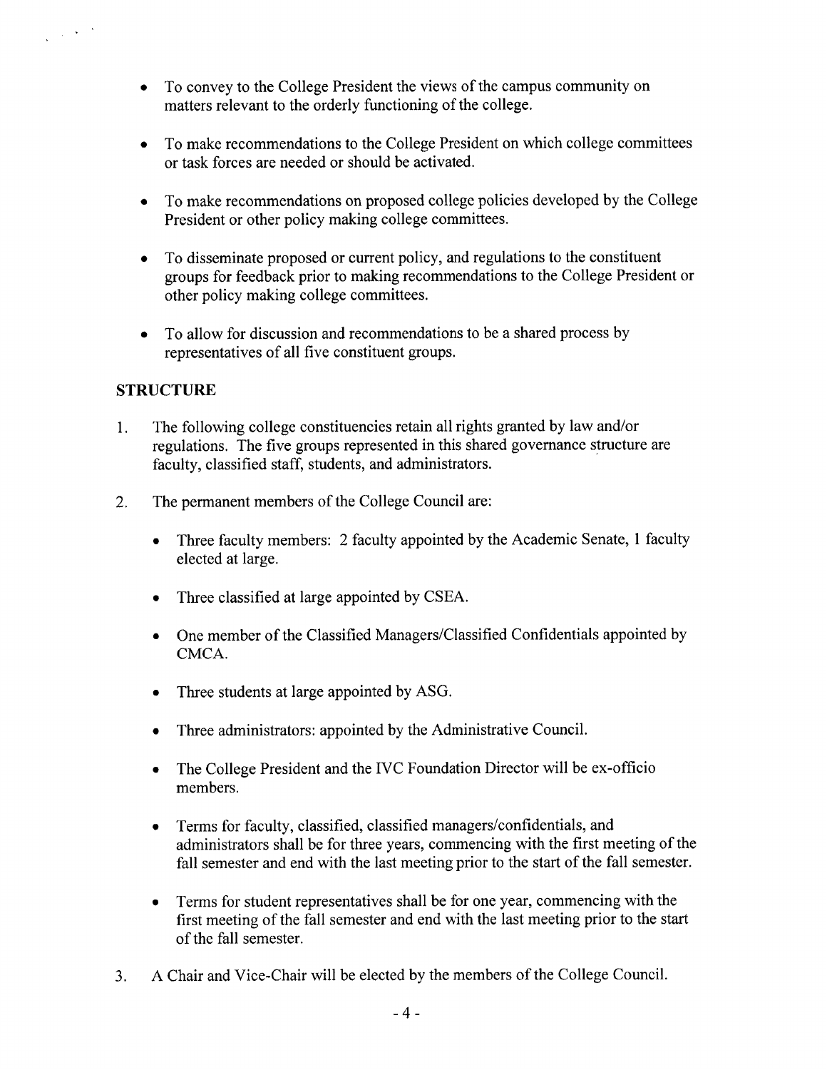- To convey to the College President the views of the campus community on matters relevant to the orderly functioning of the college.

- To make recommendations to the College President on which college committees or task forces are needed or should be activated.

- To make recommendations on proposed college policies developed by the College President or other policy making college committees.

- To disseminate proposed or current policy, and regulations to the constituent groups for feedback prior to making recommendations to the College President or other policy making college committees.

- To allow for discussion and recommendations to be a shared process by representatives of all five constituent groups.

## STRUCTURE

1. The following college constituencies retain all rights granted by law and/or regulations. The five groups represented in this shared governance structure are faculty, classified staff, students, and administrators.

2. The permanent members of the College Council are:

   - Three faculty members: 2 faculty appointed by the Academic Senate, 1 faculty elected at large.

   - Three classified at large appointed by CSEA.

   - One member of the Classified Managers/Classified Confidentials appointed by CMCA.

   - Three students at large appointed by ASG.

   - Three administrators: appointed by the Administrative Council.

   - The College President and the IVC Foundation Director will be ex-officio members.

   - Terms for faculty, classified, classified managers/confidentials, and administrators shall be for three years, commencing with the first meeting of the fall semester and end with the last meeting prior to the start of the fall semester.

   - Terms for student representatives shall be for one year, commencing with the first meeting of the fall semester and end with the last meeting prior to the start of the fall semester.

3. A Chair and Vice-Chair will be elected by the members of the College Council.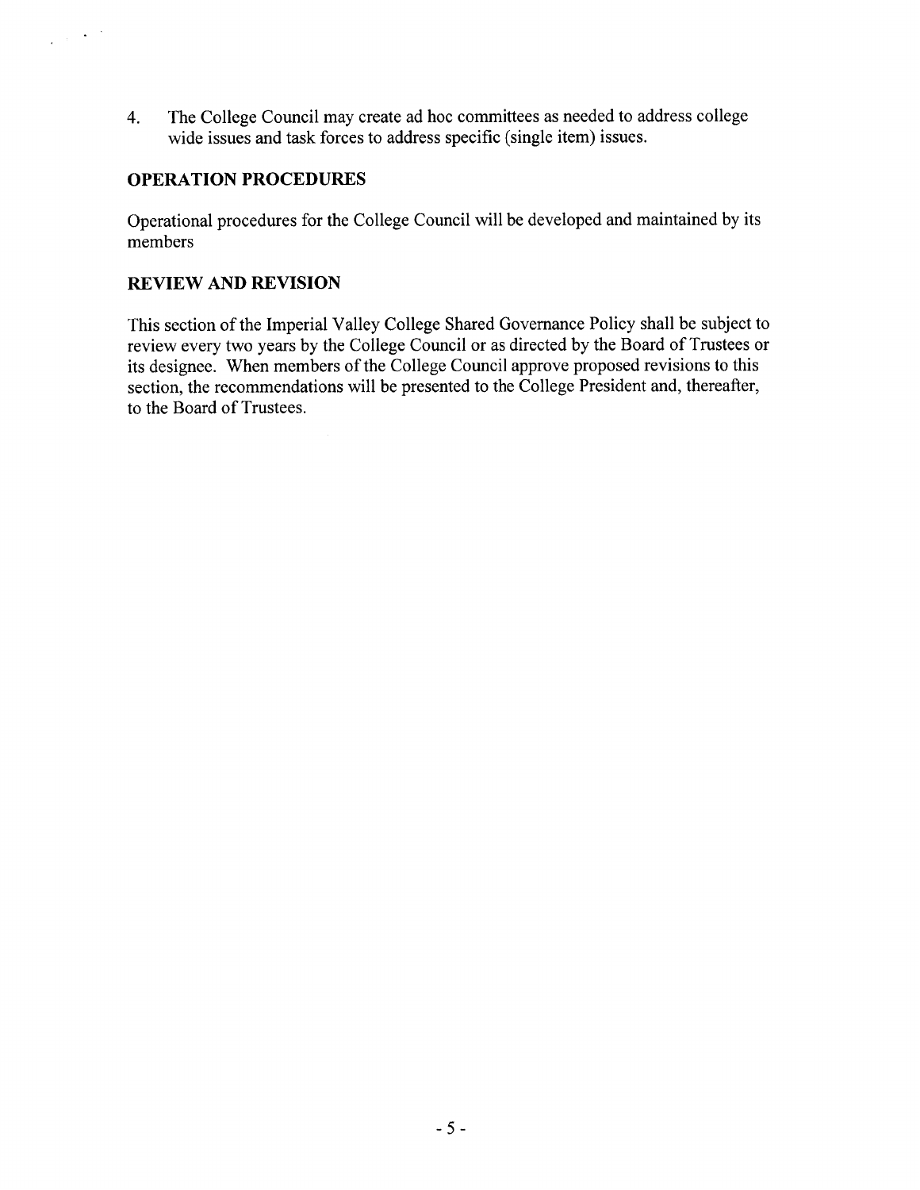4. The College Council may create ad hoc committees as needed to address college wide issues and task forces to address specific (single item) issues.

## OPERATION PROCEDURES

Operational procedures for the College Council will be developed and maintained by its members

## REVIEW AND REVISION

This section of the Imperial Valley College Shared Governance Policy shall be subject to review every two years by the College Council or as directed by the Board of Trustees or its designee. When members of the College Council approve proposed revisions to this section, the recommendations will be presented to the College President and, thereafter, to the Board of Trustees.